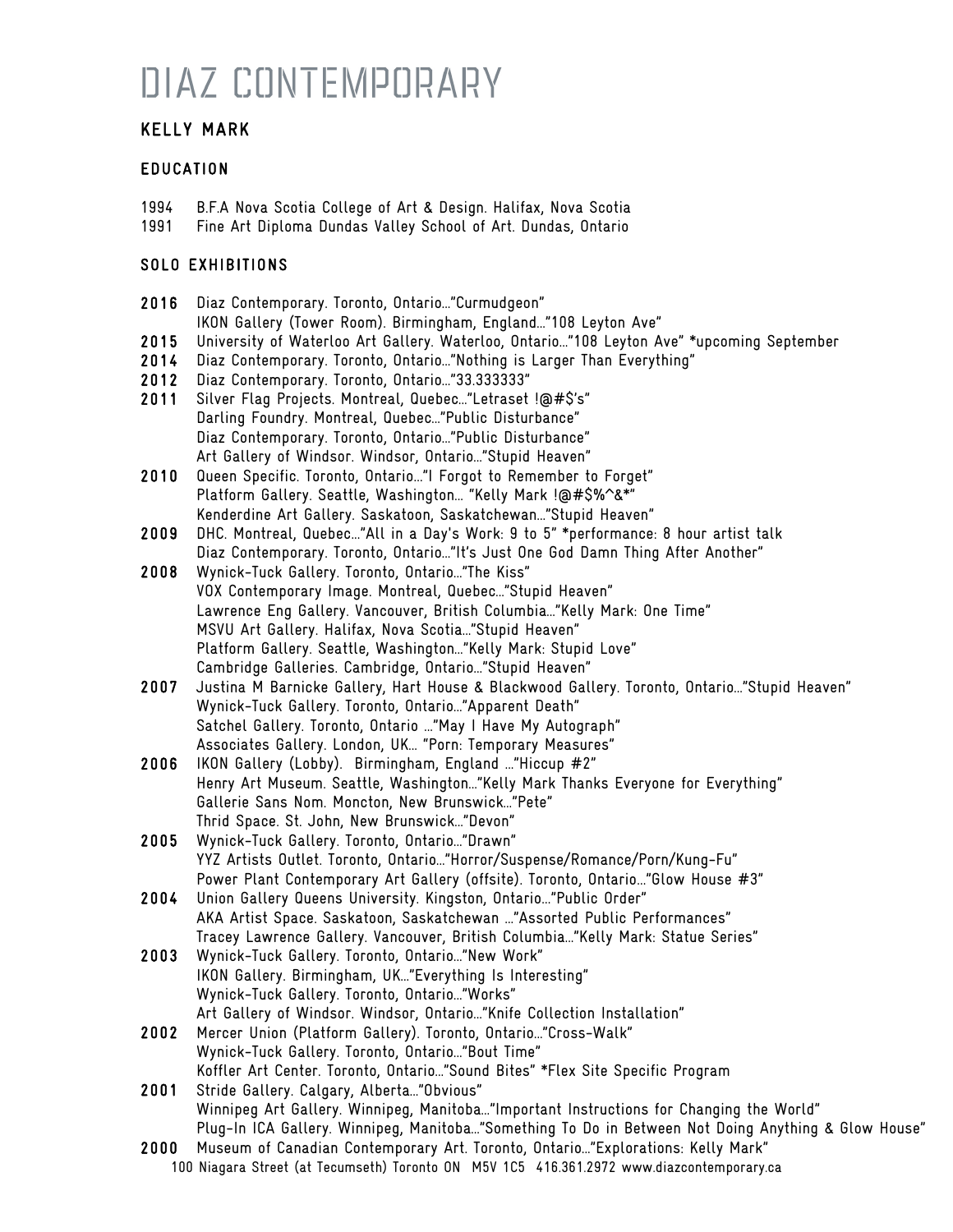# DIAZ CONTEMPORARY

## KELLY MARK

### EDUCATION

1994 B.F.A Nova Scotia College of Art & Design. Halifax, Nova Scotia
1991 Fine Art Diploma Dundas Valley School of Art. Dundas, Ontario

### SOLO EXHIBITIONS

**2016** Diaz Contemporary. Toronto, Ontario…"Curmudgeon"
IKON Gallery (Tower Room). Birmingham, England…"108 Leyton Ave"
**2015** University of Waterloo Art Gallery. Waterloo, Ontario…"108 Leyton Ave" *upcoming September
**2014** Diaz Contemporary. Toronto, Ontario…"Nothing is Larger Than Everything"
**2012** Diaz Contemporary. Toronto, Ontario…"33.333333"
**2011** Silver Flag Projects. Montreal, Quebec…"Letraset !@#$'s"
Darling Foundry. Montreal, Quebec…"Public Disturbance"
Diaz Contemporary. Toronto, Ontario…"Public Disturbance"
Art Gallery of Windsor. Windsor, Ontario…"Stupid Heaven"
**2010** Queen Specific. Toronto, Ontario…"I Forgot to Remember to Forget"
Platform Gallery. Seattle, Washington… "Kelly Mark !@#$%^&*"
Kenderdine Art Gallery. Saskatoon, Saskatchewan…"Stupid Heaven"
**2009** DHC. Montreal, Quebec…"All in a Day's Work: 9 to 5" *performance: 8 hour artist talk
Diaz Contemporary. Toronto, Ontario…"It's Just One God Damn Thing After Another"
**2008** Wynick-Tuck Gallery. Toronto, Ontario…"The Kiss"
VOX Contemporary Image. Montreal, Quebec…"Stupid Heaven"
Lawrence Eng Gallery. Vancouver, British Columbia…"Kelly Mark: One Time"
MSVU Art Gallery. Halifax, Nova Scotia…"Stupid Heaven"
Platform Gallery. Seattle, Washington…"Kelly Mark: Stupid Love"
Cambridge Galleries. Cambridge, Ontario…"Stupid Heaven"
**2007** Justina M Barnicke Gallery, Hart House & Blackwood Gallery. Toronto, Ontario…"Stupid Heaven"
Wynick-Tuck Gallery. Toronto, Ontario…"Apparent Death"
Satchel Gallery. Toronto, Ontario …"May I Have My Autograph"
Associates Gallery. London, UK… "Porn: Temporary Measures"
**2006** IKON Gallery (Lobby). Birmingham, England …"Hiccup #2"
Henry Art Museum. Seattle, Washington…"Kelly Mark Thanks Everyone for Everything"
Gallerie Sans Nom. Moncton, New Brunswick…"Pete"
Thrid Space. St. John, New Brunswick…"Devon"
**2005** Wynick-Tuck Gallery. Toronto, Ontario…"Drawn"
YYZ Artists Outlet. Toronto, Ontario…"Horror/Suspense/Romance/Porn/Kung-Fu"
Power Plant Contemporary Art Gallery (offsite). Toronto, Ontario…"Glow House #3"
**2004** Union Gallery Queens University. Kingston, Ontario…"Public Order"
AKA Artist Space. Saskatoon, Saskatchewan …"Assorted Public Performances"
Tracey Lawrence Gallery. Vancouver, British Columbia…"Kelly Mark: Statue Series"
**2003** Wynick-Tuck Gallery. Toronto, Ontario…"New Work"
IKON Gallery. Birmingham, UK…"Everything Is Interesting"
Wynick-Tuck Gallery. Toronto, Ontario…"Works"
Art Gallery of Windsor. Windsor, Ontario…"Knife Collection Installation"
**2002** Mercer Union (Platform Gallery). Toronto, Ontario…"Cross-Walk"
Wynick-Tuck Gallery. Toronto, Ontario…"Bout Time"
Koffler Art Center. Toronto, Ontario…"Sound Bites" *Flex Site Specific Program
**2001** Stride Gallery. Calgary, Alberta…"Obvious"
Winnipeg Art Gallery. Winnipeg, Manitoba…"Important Instructions for Changing the World"
Plug-In ICA Gallery. Winnipeg, Manitoba…"Something To Do in Between Not Doing Anything & Glow House"
**2000** Museum of Canadian Contemporary Art. Toronto, Ontario…"Explorations: Kelly Mark"

100 Niagara Street (at Tecumseth) Toronto ON M5V 1C5 416.361.2972 www.diazcontemporary.ca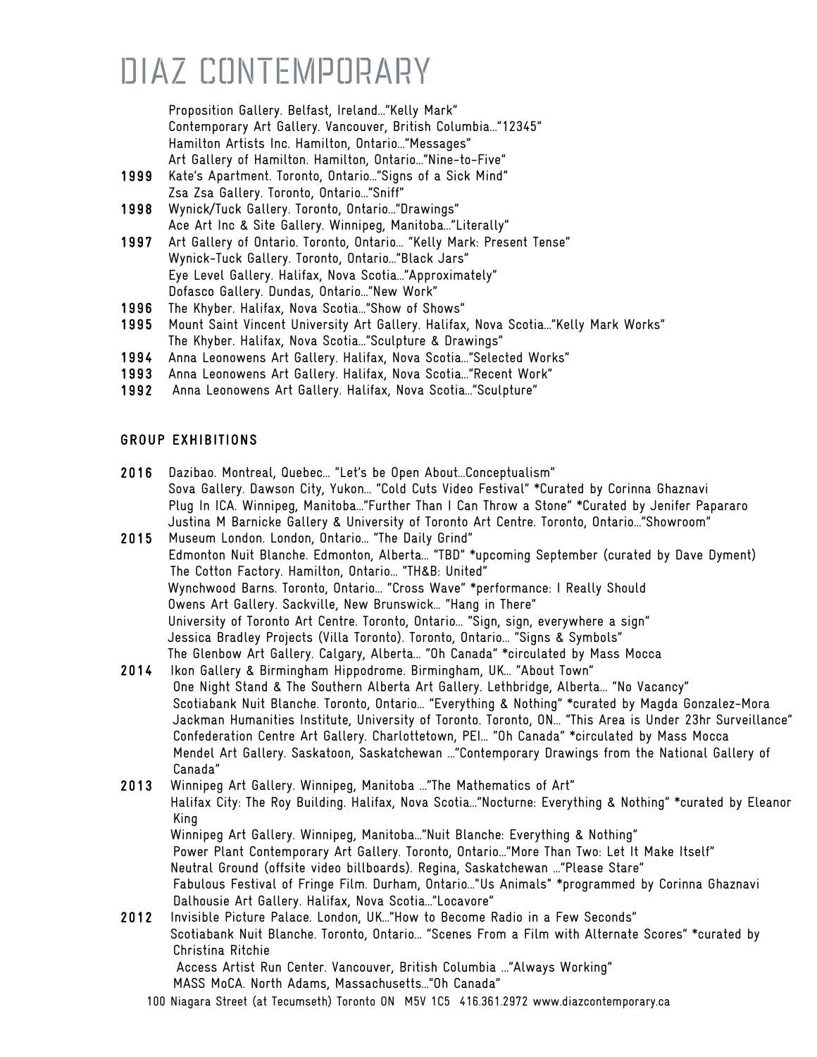Proposition Gallery. Belfast, Ireland…"Kelly Mark"
Contemporary Art Gallery. Vancouver, British Columbia…"12345"
Hamilton Artists Inc. Hamilton, Ontario…"Messages"
Art Gallery of Hamilton. Hamilton, Ontario…"Nine-to-Five"

**1999** Kate's Apartment. Toronto, Ontario…"Signs of a Sick Mind"
Zsa Zsa Gallery. Toronto, Ontario…"Sniff"

**1998** Wynick/Tuck Gallery. Toronto, Ontario…"Drawings"
Ace Art Inc & Site Gallery. Winnipeg, Manitoba…"Literally"

**1997** Art Gallery of Ontario. Toronto, Ontario… "Kelly Mark: Present Tense"
Wynick-Tuck Gallery. Toronto, Ontario…"Black Jars"
Eye Level Gallery. Halifax, Nova Scotia…"Approximately"
Dofasco Gallery. Dundas, Ontario…"New Work"

**1996** The Khyber. Halifax, Nova Scotia…"Show of Shows"

**1995** Mount Saint Vincent University Art Gallery. Halifax, Nova Scotia…"Kelly Mark Works"
The Khyber. Halifax, Nova Scotia…"Sculpture & Drawings"

**1994** Anna Leonowens Art Gallery. Halifax, Nova Scotia…"Selected Works"

**1993** Anna Leonowens Art Gallery. Halifax, Nova Scotia…"Recent Work"

**1992** Anna Leonowens Art Gallery. Halifax, Nova Scotia…"Sculpture"

## GROUP EXHIBITIONS

**2016** Dazibao. Montreal, Quebec… "Let's be Open About…Conceptualism"
Sova Gallery. Dawson City, Yukon… "Cold Cuts Video Festival" *Curated by Corinna Ghaznavi
Plug In ICA. Winnipeg, Manitoba…"Further Than I Can Throw a Stone" *Curated by Jenifer Papararo
Justina M Barnicke Gallery & University of Toronto Art Centre. Toronto, Ontario…"Showroom"

**2015** Museum London. London, Ontario… "The Daily Grind"
Edmonton Nuit Blanche. Edmonton, Alberta… "TBD" *upcoming September (curated by Dave Dyment)
The Cotton Factory. Hamilton, Ontario… "TH&B: United"
Wynchwood Barns. Toronto, Ontario… "Cross Wave" *performance: I Really Should
Owens Art Gallery. Sackville, New Brunswick… "Hang in There"
University of Toronto Art Centre. Toronto, Ontario… "Sign, sign, everywhere a sign"
Jessica Bradley Projects (Villa Toronto). Toronto, Ontario… "Signs & Symbols"
The Glenbow Art Gallery. Calgary, Alberta… "Oh Canada" *circulated by Mass Mocca

**2014** Ikon Gallery & Birmingham Hippodrome. Birmingham, UK… "About Town"
One Night Stand & The Southern Alberta Art Gallery. Lethbridge, Alberta… "No Vacancy"
Scotiabank Nuit Blanche. Toronto, Ontario… "Everything & Nothing" *curated by Magda Gonzalez-Mora
Jackman Humanities Institute, University of Toronto. Toronto, ON… "This Area is Under 23hr Surveillance"
Confederation Centre Art Gallery. Charlottetown, PEI… "Oh Canada" *circulated by Mass Mocca
Mendel Art Gallery. Saskatoon, Saskatchewan …"Contemporary Drawings from the National Gallery of Canada"

**2013** Winnipeg Art Gallery. Winnipeg, Manitoba …"The Mathematics of Art"
Halifax City: The Roy Building. Halifax, Nova Scotia…"Nocturne: Everything & Nothing" *curated by Eleanor King
Winnipeg Art Gallery. Winnipeg, Manitoba…"Nuit Blanche: Everything & Nothing"
Power Plant Contemporary Art Gallery. Toronto, Ontario…"More Than Two: Let It Make Itself"
Neutral Ground (offsite video billboards). Regina, Saskatchewan …"Please Stare"
Fabulous Festival of Fringe Film. Durham, Ontario…"Us Animals" *programmed by Corinna Ghaznavi
Dalhousie Art Gallery. Halifax, Nova Scotia…"Locavore"

**2012** Invisible Picture Palace. London, UK…"How to Become Radio in a Few Seconds"
Scotiabank Nuit Blanche. Toronto, Ontario… "Scenes From a Film with Alternate Scores" *curated by Christina Ritchie
Access Artist Run Center. Vancouver, British Columbia …"Always Working"
MASS MoCA. North Adams, Massachusetts…"Oh Canada"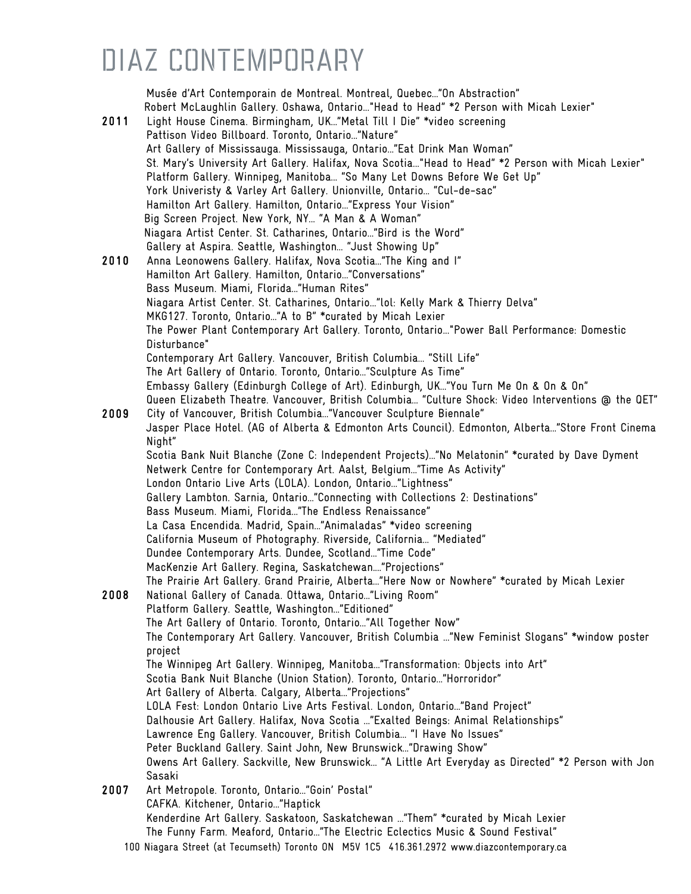# DIAZ CONTEMPORARY

Musée d'Art Contemporain de Montreal. Montreal, Quebec…"On Abstraction"
Robert McLaughlin Gallery. Oshawa, Ontario…"Head to Head" *2 Person with Micah Lexier"

**2011** Light House Cinema. Birmingham, UK…"Metal Till I Die" *video screening
Pattison Video Billboard. Toronto, Ontario…"Nature"
Art Gallery of Mississauga. Mississauga, Ontario…"Eat Drink Man Woman"
St. Mary's University Art Gallery. Halifax, Nova Scotia…"Head to Head" *2 Person with Micah Lexier"
Platform Gallery. Winnipeg, Manitoba… "So Many Let Downs Before We Get Up"
York Univeristy & Varley Art Gallery. Unionville, Ontario… "Cul-de-sac"
Hamilton Art Gallery. Hamilton, Ontario…"Express Your Vision"
Big Screen Project. New York, NY… "A Man & A Woman"
Niagara Artist Center. St. Catharines, Ontario…"Bird is the Word"
Gallery at Aspira. Seattle, Washington… "Just Showing Up"

**2010** Anna Leonowens Gallery. Halifax, Nova Scotia…"The King and I"
Hamilton Art Gallery. Hamilton, Ontario…"Conversations"
Bass Museum. Miami, Florida…"Human Rites"
Niagara Artist Center. St. Catharines, Ontario…"lol: Kelly Mark & Thierry Delva"
MKG127. Toronto, Ontario…"A to B" *curated by Micah Lexier
The Power Plant Contemporary Art Gallery. Toronto, Ontario…"Power Ball Performance: Domestic Disturbance"
Contemporary Art Gallery. Vancouver, British Columbia… "Still Life"
The Art Gallery of Ontario. Toronto, Ontario…"Sculpture As Time"
Embassy Gallery (Edinburgh College of Art). Edinburgh, UK…"You Turn Me On & On & On"
Queen Elizabeth Theatre. Vancouver, British Columbia… "Culture Shock: Video Interventions @ the QET"

**2009** City of Vancouver, British Columbia…"Vancouver Sculpture Biennale"
Jasper Place Hotel. (AG of Alberta & Edmonton Arts Council). Edmonton, Alberta…"Store Front Cinema Night"
Scotia Bank Nuit Blanche (Zone C: Independent Projects)…"No Melatonin" *curated by Dave Dyment
Netwerk Centre for Contemporary Art. Aalst, Belgium…"Time As Activity"
London Ontario Live Arts (LOLA). London, Ontario…"Lightness"
Gallery Lambton. Sarnia, Ontario…"Connecting with Collections 2: Destinations"
Bass Museum. Miami, Florida…"The Endless Renaissance"
La Casa Encendida. Madrid, Spain…"Animaladas" *video screening
California Museum of Photography. Riverside, California… "Mediated"
Dundee Contemporary Arts. Dundee, Scotland…"Time Code"
MacKenzie Art Gallery. Regina, Saskatchewan…."Projections"
The Prairie Art Gallery. Grand Prairie, Alberta…"Here Now or Nowhere" *curated by Micah Lexier

**2008** National Gallery of Canada. Ottawa, Ontario…"Living Room"
Platform Gallery. Seattle, Washington…"Editioned"
The Art Gallery of Ontario. Toronto, Ontario…"All Together Now"
The Contemporary Art Gallery. Vancouver, British Columbia …"New Feminist Slogans" *window poster project
The Winnipeg Art Gallery. Winnipeg, Manitoba…"Transformation: Objects into Art"
Scotia Bank Nuit Blanche (Union Station). Toronto, Ontario…"Horroridor"
Art Gallery of Alberta. Calgary, Alberta…"Projections"
LOLA Fest: London Ontario Live Arts Festival. London, Ontario…"Band Project"
Dalhousie Art Gallery. Halifax, Nova Scotia …"Exalted Beings: Animal Relationships"
Lawrence Eng Gallery. Vancouver, British Columbia… "I Have No Issues"
Peter Buckland Gallery. Saint John, New Brunswick…"Drawing Show"
Owens Art Gallery. Sackville, New Brunswick… "A Little Art Everyday as Directed" *2 Person with Jon Sasaki

**2007** Art Metropole. Toronto, Ontario…"Goin' Postal"
CAFKA. Kitchener, Ontario…"Haptick
Kenderdine Art Gallery. Saskatoon, Saskatchewan …"Them" *curated by Micah Lexier
The Funny Farm. Meaford, Ontario…"The Electric Eclectics Music & Sound Festival"

100 Niagara Street (at Tecumseth) Toronto ON M5V 1C5 416.361.2972 www.diazcontemporary.ca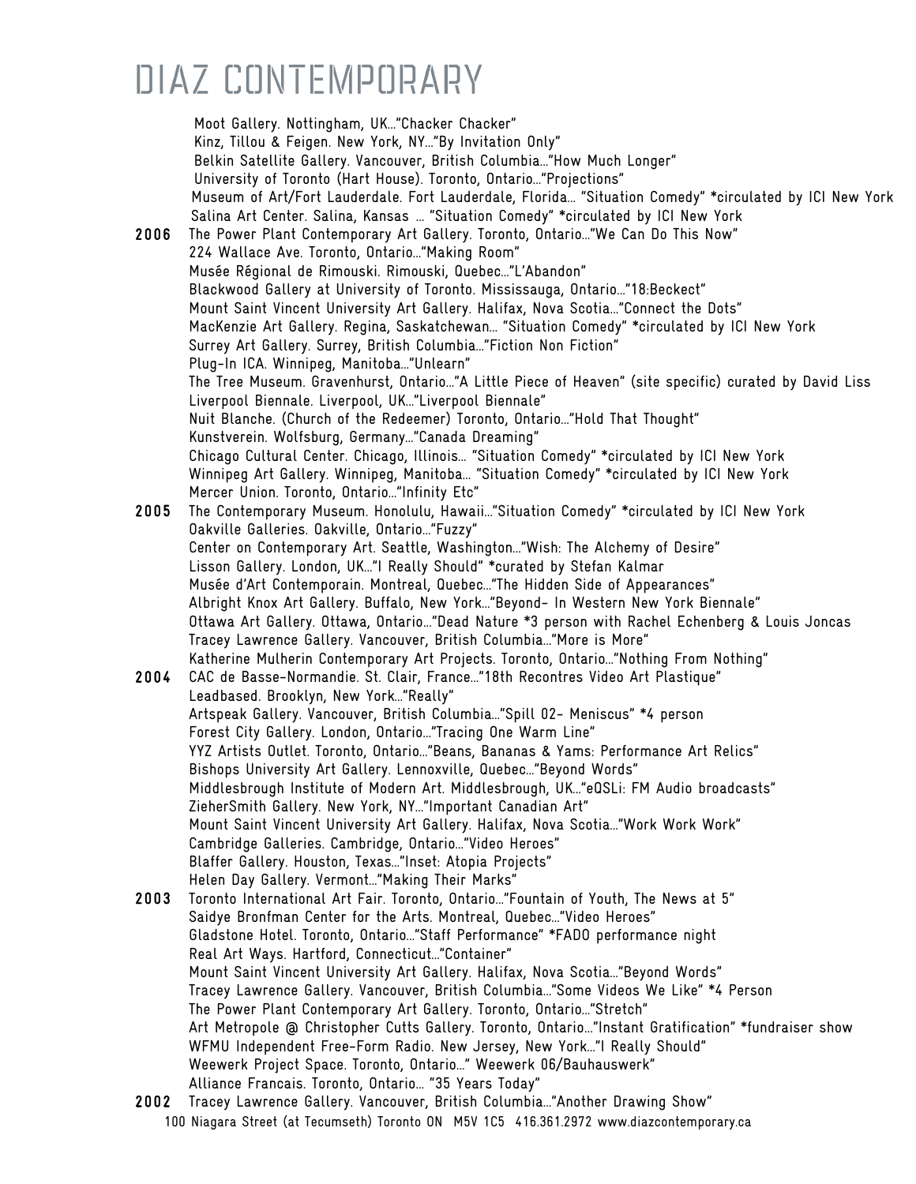Moot Gallery. Nottingham, UK..."Chacker Chacker"
Kinz, Tillou & Feigen. New York, NY..."By Invitation Only"
Belkin Satellite Gallery. Vancouver, British Columbia..."How Much Longer"
University of Toronto (Hart House). Toronto, Ontario..."Projections"
Museum of Art/Fort Lauderdale. Fort Lauderdale, Florida... "Situation Comedy" *circulated by ICI New York
Salina Art Center. Salina, Kansas ... "Situation Comedy" *circulated by ICI New York

**2006** The Power Plant Contemporary Art Gallery. Toronto, Ontario..."We Can Do This Now"
224 Wallace Ave. Toronto, Ontario..."Making Room"
Musée Régional de Rimouski. Rimouski, Quebec..."L'Abandon"
Blackwood Gallery at University of Toronto. Mississauga, Ontario..."18:Beckect"
Mount Saint Vincent University Art Gallery. Halifax, Nova Scotia..."Connect the Dots"
MacKenzie Art Gallery. Regina, Saskatchewan... "Situation Comedy" *circulated by ICI New York
Surrey Art Gallery. Surrey, British Columbia..."Fiction Non Fiction"
Plug-In ICA. Winnipeg, Manitoba..."Unlearn"
The Tree Museum. Gravenhurst, Ontario..."A Little Piece of Heaven" (site specific) curated by David Liss
Liverpool Biennale. Liverpool, UK..."Liverpool Biennale"
Nuit Blanche. (Church of the Redeemer) Toronto, Ontario..."Hold That Thought"
Kunstverein. Wolfsburg, Germany..."Canada Dreaming"
Chicago Cultural Center. Chicago, Illinois... "Situation Comedy" *circulated by ICI New York
Winnipeg Art Gallery. Winnipeg, Manitoba... "Situation Comedy" *circulated by ICI New York
Mercer Union. Toronto, Ontario..."Infinity Etc"

**2005** The Contemporary Museum. Honolulu, Hawaii..."Situation Comedy" *circulated by ICI New York
Oakville Galleries. Oakville, Ontario..."Fuzzy"
Center on Contemporary Art. Seattle, Washington..."Wish: The Alchemy of Desire"
Lisson Gallery. London, UK..."I Really Should" *curated by Stefan Kalmar
Musée d'Art Contemporain. Montreal, Quebec..."The Hidden Side of Appearances"
Albright Knox Art Gallery. Buffalo, New York..."Beyond- In Western New York Biennale"
Ottawa Art Gallery. Ottawa, Ontario..."Dead Nature *3 person with Rachel Echenberg & Louis Joncas
Tracey Lawrence Gallery. Vancouver, British Columbia..."More is More"
Katherine Mulherin Contemporary Art Projects. Toronto, Ontario..."Nothing From Nothing"

**2004** CAC de Basse-Normandie. St. Clair, France..."18th Recontres Video Art Plastique"
Leadbased. Brooklyn, New York..."Really"
Artspeak Gallery. Vancouver, British Columbia..."Spill 02- Meniscus" *4 person
Forest City Gallery. London, Ontario..."Tracing One Warm Line"
YYZ Artists Outlet. Toronto, Ontario..."Beans, Bananas & Yams: Performance Art Relics"
Bishops University Art Gallery. Lennoxville, Quebec..."Beyond Words"
Middlesbrough Institute of Modern Art. Middlesbrough, UK..."eQSLi: FM Audio broadcasts"
ZieherSmith Gallery. New York, NY..."Important Canadian Art"
Mount Saint Vincent University Art Gallery. Halifax, Nova Scotia..."Work Work Work"
Cambridge Galleries. Cambridge, Ontario..."Video Heroes"
Blaffer Gallery. Houston, Texas..."Inset: Atopia Projects"
Helen Day Gallery. Vermont..."Making Their Marks"

**2003** Toronto International Art Fair. Toronto, Ontario..."Fountain of Youth, The News at 5"
Saidye Bronfman Center for the Arts. Montreal, Quebec..."Video Heroes"
Gladstone Hotel. Toronto, Ontario..."Staff Performance" *FADO performance night
Real Art Ways. Hartford, Connecticut..."Container"
Mount Saint Vincent University Art Gallery. Halifax, Nova Scotia..."Beyond Words"
Tracey Lawrence Gallery. Vancouver, British Columbia..."Some Videos We Like" *4 Person
The Power Plant Contemporary Art Gallery. Toronto, Ontario..."Stretch"
Art Metropole @ Christopher Cutts Gallery. Toronto, Ontario..."Instant Gratification" *fundraiser show
WFMU Independent Free-Form Radio. New Jersey, New York..."I Really Should"
Weewerk Project Space. Toronto, Ontario..." Weewerk 06/Bauhauswerk"
Alliance Francais. Toronto, Ontario... "35 Years Today"

**2002** Tracey Lawrence Gallery. Vancouver, British Columbia..."Another Drawing Show"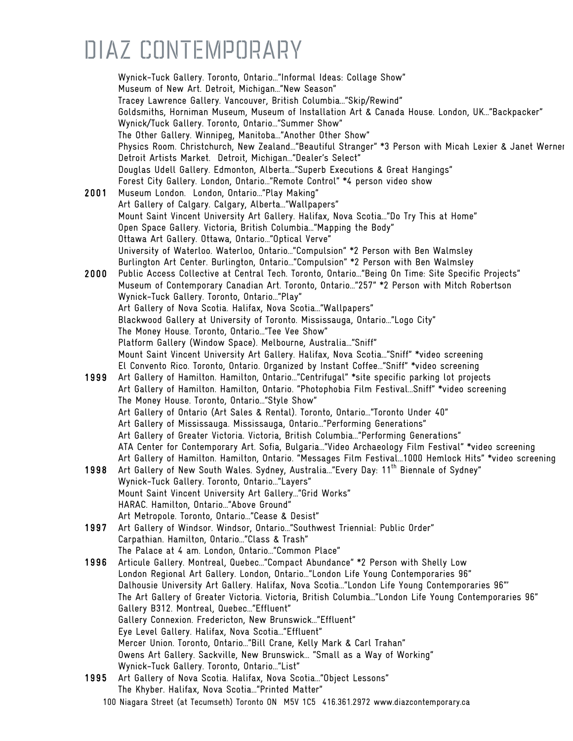Wynick-Tuck Gallery. Toronto, Ontario…"Informal Ideas: Collage Show"
Museum of New Art. Detroit, Michigan…"New Season"
Tracey Lawrence Gallery. Vancouver, British Columbia…"Skip/Rewind"
Goldsmiths, Horniman Museum, Museum of Installation Art & Canada House. London, UK…"Backpacker"
Wynick/Tuck Gallery. Toronto, Ontario…"Summer Show"
The Other Gallery. Winnipeg, Manitoba…"Another Other Show"
Physics Room. Christchurch, New Zealand…"Beautiful Stranger" *3 Person with Micah Lexier & Janet Werner
Detroit Artists Market. Detroit, Michigan…"Dealer's Select"
Douglas Udell Gallery. Edmonton, Alberta…"Superb Executions & Great Hangings"
Forest City Gallery. London, Ontario…"Remote Control" *4 person video show

**2001** Museum London. London, Ontario…"Play Making"
Art Gallery of Calgary. Calgary, Alberta…"Wallpapers"
Mount Saint Vincent University Art Gallery. Halifax, Nova Scotia…"Do Try This at Home"
Open Space Gallery. Victoria, British Columbia…"Mapping the Body"
Ottawa Art Gallery. Ottawa, Ontario…"Optical Verve"
University of Waterloo. Waterloo, Ontario…"Compulsion" *2 Person with Ben Walmsley
Burlington Art Center. Burlington, Ontario…"Compulsion" *2 Person with Ben Walmsley

**2000** Public Access Collective at Central Tech. Toronto, Ontario…"Being On Time: Site Specific Projects"
Museum of Contemporary Canadian Art. Toronto, Ontario…"257" *2 Person with Mitch Robertson
Wynick-Tuck Gallery. Toronto, Ontario…"Play"
Art Gallery of Nova Scotia. Halifax, Nova Scotia…"Wallpapers"
Blackwood Gallery at University of Toronto. Mississauga, Ontario…"Logo City"
The Money House. Toronto, Ontario…"Tee Vee Show"
Platform Gallery (Window Space). Melbourne, Australia…"Sniff"
Mount Saint Vincent University Art Gallery. Halifax, Nova Scotia…"Sniff" *video screening
El Convento Rico. Toronto, Ontario. Organized by Instant Coffee…"Sniff" *video screening

**1999** Art Gallery of Hamilton. Hamilton, Ontario…"Centrifugal" *site specific parking lot projects
Art Gallery of Hamilton. Hamilton, Ontario. "Photophobia Film Festival…Sniff" *video screening
The Money House. Toronto, Ontario…"Style Show"
Art Gallery of Ontario (Art Sales & Rental). Toronto, Ontario…"Toronto Under 40"
Art Gallery of Mississauga. Mississauga, Ontario…"Performing Generations"
Art Gallery of Greater Victoria. Victoria, British Columbia…"Performing Generations"
ATA Center for Contemporary Art. Sofia, Bulgaria…"Video Archaeology Film Festival" *video screening
Art Gallery of Hamilton. Hamilton, Ontario. "Messages Film Festival…1000 Hemlock Hits" *video screening

**1998** Art Gallery of New South Wales. Sydney, Australia…"Every Day: 11th Biennale of Sydney"
Wynick-Tuck Gallery. Toronto, Ontario…"Layers"
Mount Saint Vincent University Art Gallery…"Grid Works"
HARAC. Hamilton, Ontario…"Above Ground"
Art Metropole. Toronto, Ontario…"Cease & Desist"

**1997** Art Gallery of Windsor. Windsor, Ontario…"Southwest Triennial: Public Order"
Carpathian. Hamilton, Ontario…"Class & Trash"
The Palace at 4 am. London, Ontario…"Common Place"

**1996** Articule Gallery. Montreal, Quebec…"Compact Abundance" *2 Person with Shelly Low
London Regional Art Gallery. London, Ontario…"London Life Young Contemporaries 96"
Dalhousie University Art Gallery. Halifax, Nova Scotia…"London Life Young Contemporaries 96"'
The Art Gallery of Greater Victoria. Victoria, British Columbia…"London Life Young Contemporaries 96"
Gallery B312. Montreal, Quebec…"Effluent"
Gallery Connexion. Fredericton, New Brunswick…"Effluent"
Eye Level Gallery. Halifax, Nova Scotia…"Effluent"
Mercer Union. Toronto, Ontario…"Bill Crane, Kelly Mark & Carl Trahan"
Owens Art Gallery. Sackville, New Brunswick… "Small as a Way of Working"
Wynick-Tuck Gallery. Toronto, Ontario…"List"

**1995** Art Gallery of Nova Scotia. Halifax, Nova Scotia…"Object Lessons"
The Khyber. Halifax, Nova Scotia…"Printed Matter"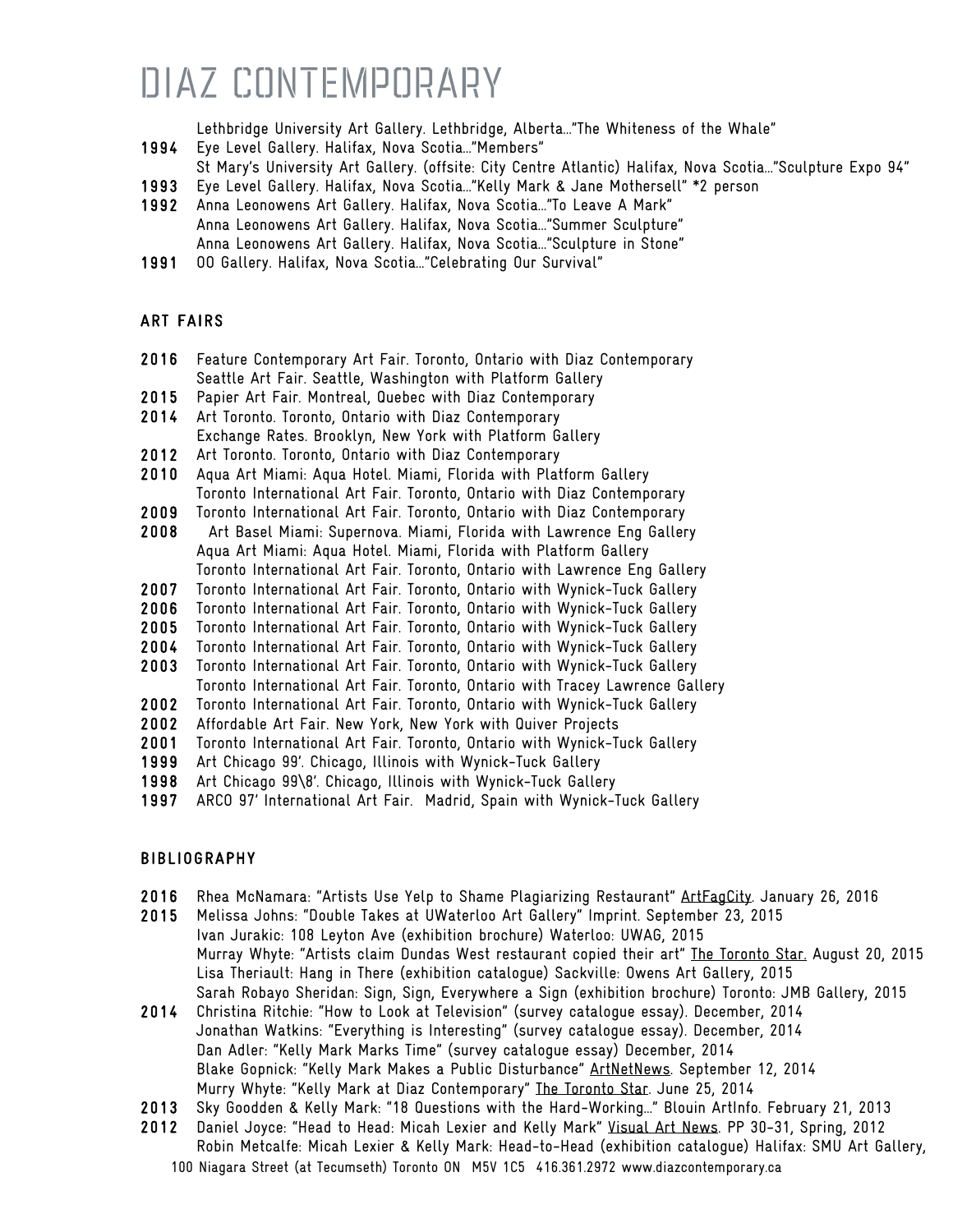Lethbridge University Art Gallery. Lethbridge, Alberta..."The Whiteness of the Whale"

**1994** Eye Level Gallery. Halifax, Nova Scotia..."Members"
St Mary's University Art Gallery. (offsite: City Centre Atlantic) Halifax, Nova Scotia..."Sculpture Expo 94"

**1993** Eye Level Gallery. Halifax, Nova Scotia..."Kelly Mark & Jane Mothersell" *2 person

**1992** Anna Leonowens Art Gallery. Halifax, Nova Scotia..."To Leave A Mark"
Anna Leonowens Art Gallery. Halifax, Nova Scotia..."Summer Sculpture"
Anna Leonowens Art Gallery. Halifax, Nova Scotia..."Sculpture in Stone"

**1991** OO Gallery. Halifax, Nova Scotia..."Celebrating Our Survival"

## ART FAIRS

**2016** Feature Contemporary Art Fair. Toronto, Ontario with Diaz Contemporary
Seattle Art Fair. Seattle, Washington with Platform Gallery

**2015** Papier Art Fair. Montreal, Quebec with Diaz Contemporary

**2014** Art Toronto. Toronto, Ontario with Diaz Contemporary
Exchange Rates. Brooklyn, New York with Platform Gallery

**2012** Art Toronto. Toronto, Ontario with Diaz Contemporary

**2010** Aqua Art Miami: Aqua Hotel. Miami, Florida with Platform Gallery
Toronto International Art Fair. Toronto, Ontario with Diaz Contemporary

**2009** Toronto International Art Fair. Toronto, Ontario with Diaz Contemporary

**2008** Art Basel Miami: Supernova. Miami, Florida with Lawrence Eng Gallery
Aqua Art Miami: Aqua Hotel. Miami, Florida with Platform Gallery
Toronto International Art Fair. Toronto, Ontario with Lawrence Eng Gallery

**2007** Toronto International Art Fair. Toronto, Ontario with Wynick-Tuck Gallery

**2006** Toronto International Art Fair. Toronto, Ontario with Wynick-Tuck Gallery

**2005** Toronto International Art Fair. Toronto, Ontario with Wynick-Tuck Gallery

**2004** Toronto International Art Fair. Toronto, Ontario with Wynick-Tuck Gallery

**2003** Toronto International Art Fair. Toronto, Ontario with Wynick-Tuck Gallery
Toronto International Art Fair. Toronto, Ontario with Tracey Lawrence Gallery

**2002** Toronto International Art Fair. Toronto, Ontario with Wynick-Tuck Gallery

**2002** Affordable Art Fair. New York, New York with Quiver Projects

**2001** Toronto International Art Fair. Toronto, Ontario with Wynick-Tuck Gallery

**1999** Art Chicago 99'. Chicago, Illinois with Wynick-Tuck Gallery

**1998** Art Chicago 99\8'. Chicago, Illinois with Wynick-Tuck Gallery

**1997** ARCO 97' International Art Fair. Madrid, Spain with Wynick-Tuck Gallery

## BIBLIOGRAPHY

**2016** Rhea McNamara: "Artists Use Yelp to Shame Plagiarizing Restaurant" ArtFagCity. January 26, 2016

**2015** Melissa Johns: "Double Takes at UWaterloo Art Gallery" Imprint. September 23, 2015
Ivan Jurakic: 108 Leyton Ave (exhibition brochure) Waterloo: UWAG, 2015
Murray Whyte: "Artists claim Dundas West restaurant copied their art" The Toronto Star. August 20, 2015
Lisa Theriault: Hang in There (exhibition catalogue) Sackville: Owens Art Gallery, 2015
Sarah Robayo Sheridan: Sign, Sign, Everywhere a Sign (exhibition brochure) Toronto: JMB Gallery, 2015

**2014** Christina Ritchie: "How to Look at Television" (survey catalogue essay). December, 2014
Jonathan Watkins: "Everything is Interesting" (survey catalogue essay). December, 2014
Dan Adler: "Kelly Mark Marks Time" (survey catalogue essay) December, 2014
Blake Gopnick: "Kelly Mark Makes a Public Disturbance" ArtNetNews. September 12, 2014
Murry Whyte: "Kelly Mark at Diaz Contemporary" The Toronto Star. June 25, 2014

**2013** Sky Goodden & Kelly Mark: "18 Questions with the Hard-Working..." Blouin ArtInfo. February 21, 2013

**2012** Daniel Joyce: "Head to Head: Micah Lexier and Kelly Mark" Visual Art News. PP 30-31, Spring, 2012
Robin Metcalfe: Micah Lexier & Kelly Mark: Head-to-Head (exhibition catalogue) Halifax: SMU Art Gallery,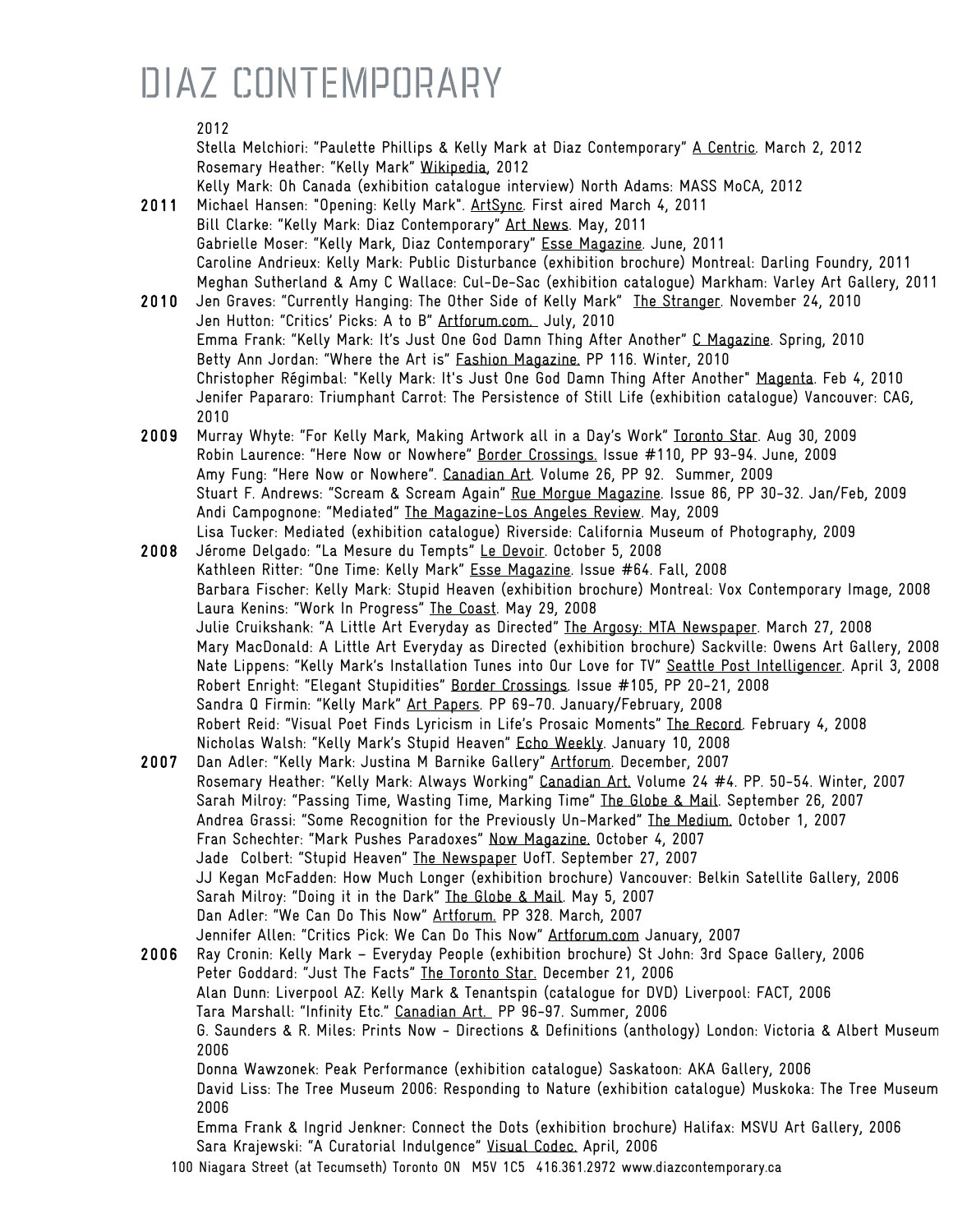# DIAZ CONTEMPORARY

2012

Stella Melchiori: "Paulette Phillips & Kelly Mark at Diaz Contemporary" A Centric. March 2, 2012
Rosemary Heather: "Kelly Mark" Wikipedia, 2012
Kelly Mark: Oh Canada (exhibition catalogue interview) North Adams: MASS MoCA, 2012

**2011** Michael Hansen: "Opening: Kelly Mark". ArtSync. First aired March 4, 2011
Bill Clarke: "Kelly Mark: Diaz Contemporary" Art News. May, 2011
Gabrielle Moser: "Kelly Mark, Diaz Contemporary" Esse Magazine. June, 2011
Caroline Andrieux: Kelly Mark: Public Disturbance (exhibition brochure) Montreal: Darling Foundry, 2011
Meghan Sutherland & Amy C Wallace: Cul-De-Sac (exhibition catalogue) Markham: Varley Art Gallery, 2011

**2010** Jen Graves: "Currently Hanging: The Other Side of Kelly Mark" The Stranger. November 24, 2010
Jen Hutton: "Critics' Picks: A to B" Artforum.com. July, 2010
Emma Frank: "Kelly Mark: It's Just One God Damn Thing After Another" C Magazine. Spring, 2010
Betty Ann Jordan: "Where the Art is" Fashion Magazine. PP 116. Winter, 2010
Christopher Régimbal: "Kelly Mark: It's Just One God Damn Thing After Another" Magenta. Feb 4, 2010
Jenifer Papararo: Triumphant Carrot: The Persistence of Still Life (exhibition catalogue) Vancouver: CAG, 2010

**2009** Murray Whyte: "For Kelly Mark, Making Artwork all in a Day's Work" Toronto Star. Aug 30, 2009
Robin Laurence: "Here Now or Nowhere" Border Crossings. Issue #110, PP 93-94. June, 2009
Amy Fung: "Here Now or Nowhere". Canadian Art. Volume 26, PP 92. Summer, 2009
Stuart F. Andrews: "Scream & Scream Again" Rue Morgue Magazine. Issue 86, PP 30-32. Jan/Feb, 2009
Andi Campognone: "Mediated" The Magazine-Los Angeles Review. May, 2009
Lisa Tucker: Mediated (exhibition catalogue) Riverside: California Museum of Photography, 2009

**2008** Jérome Delgado: "La Mesure du Tempts" Le Devoir. October 5, 2008
Kathleen Ritter: "One Time: Kelly Mark" Esse Magazine. Issue #64. Fall, 2008
Barbara Fischer: Kelly Mark: Stupid Heaven (exhibition brochure) Montreal: Vox Contemporary Image, 2008
Laura Kenins: "Work In Progress" The Coast. May 29, 2008
Julie Cruikshank: "A Little Art Everyday as Directed" The Argosy: MTA Newspaper. March 27, 2008
Mary MacDonald: A Little Art Everyday as Directed (exhibition brochure) Sackville: Owens Art Gallery, 2008
Nate Lippens: "Kelly Mark's Installation Tunes into Our Love for TV" Seattle Post Intelligencer. April 3, 2008
Robert Enright: "Elegant Stupidities" Border Crossings. Issue #105, PP 20-21, 2008
Sandra Q Firmin: "Kelly Mark" Art Papers. PP 69-70. January/February, 2008
Robert Reid: "Visual Poet Finds Lyricism in Life's Prosaic Moments" The Record. February 4, 2008
Nicholas Walsh: "Kelly Mark's Stupid Heaven" Echo Weekly. January 10, 2008

**2007** Dan Adler: "Kelly Mark: Justina M Barnike Gallery" Artforum. December, 2007
Rosemary Heather: "Kelly Mark: Always Working" Canadian Art. Volume 24 #4. PP. 50-54. Winter, 2007
Sarah Milroy: "Passing Time, Wasting Time, Marking Time" The Globe & Mail. September 26, 2007
Andrea Grassi: "Some Recognition for the Previously Un-Marked" The Medium. October 1, 2007
Fran Schechter: "Mark Pushes Paradoxes" Now Magazine. October 4, 2007
Jade Colbert: "Stupid Heaven" The Newspaper UofT. September 27, 2007
JJ Kegan McFadden: How Much Longer (exhibition brochure) Vancouver: Belkin Satellite Gallery, 2006
Sarah Milroy: "Doing it in the Dark" The Globe & Mail. May 5, 2007
Dan Adler: "We Can Do This Now" Artforum. PP 328. March, 2007
Jennifer Allen: "Critics Pick: We Can Do This Now" Artforum.com January, 2007

**2006** Ray Cronin: Kelly Mark – Everyday People (exhibition brochure) St John: 3rd Space Gallery, 2006
Peter Goddard: "Just The Facts" The Toronto Star. December 21, 2006
Alan Dunn: Liverpool AZ: Kelly Mark & Tenantspin (catalogue for DVD) Liverpool: FACT, 2006
Tara Marshall: "Infinity Etc." Canadian Art. PP 96-97. Summer, 2006
G. Saunders & R. Miles: Prints Now - Directions & Definitions (anthology) London: Victoria & Albert Museum 2006
Donna Wawzonek: Peak Performance (exhibition catalogue) Saskatoon: AKA Gallery, 2006
David Liss: The Tree Museum 2006: Responding to Nature (exhibition catalogue) Muskoka: The Tree Museum 2006
Emma Frank & Ingrid Jenkner: Connect the Dots (exhibition brochure) Halifax: MSVU Art Gallery, 2006
Sara Krajewski: "A Curatorial Indulgence" Visual Codec. April, 2006

100 Niagara Street (at Tecumseth) Toronto ON M5V 1C5 416.361.2972 www.diazcontemporary.ca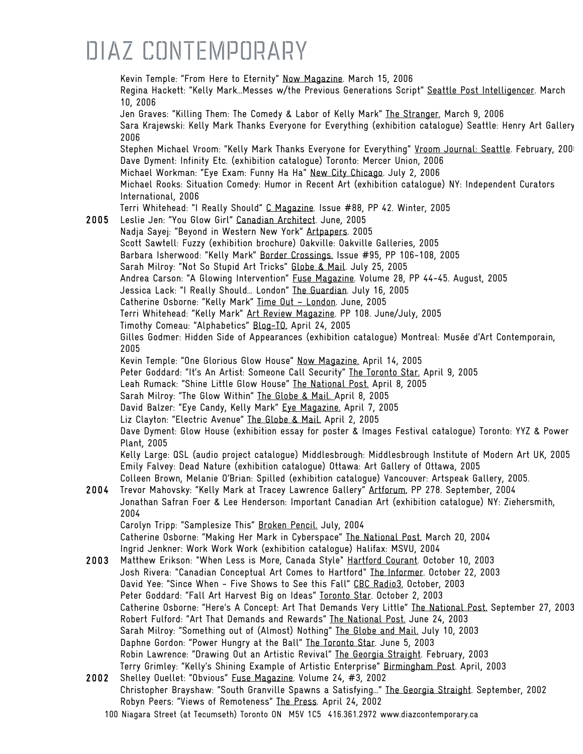Kevin Temple: "From Here to Eternity" Now Magazine. March 15, 2006
Regina Hackett: "Kelly Mark…Messes w/the Previous Generations Script" Seattle Post Intelligencer. March 10, 2006
Jen Graves: "Killing Them: The Comedy & Labor of Kelly Mark" The Stranger. March 9, 2006
Sara Krajewski: Kelly Mark Thanks Everyone for Everything (exhibition catalogue) Seattle: Henry Art Gallery 2006
Stephen Michael Vroom: "Kelly Mark Thanks Everyone for Everything" Vroom Journal: Seattle. February, 2006
Dave Dyment: Infinity Etc. (exhibition catalogue) Toronto: Mercer Union, 2006
Michael Workman: "Eye Exam: Funny Ha Ha" New City Chicago. July 2, 2006
Michael Rooks: Situation Comedy: Humor in Recent Art (exhibition catalogue) NY: Independent Curators International, 2006
Terri Whitehead: "I Really Should" C Magazine. Issue #88, PP 42. Winter, 2005

**2005** Leslie Jen: "You Glow Girl" Canadian Architect. June, 2005
Nadja Sayej: "Beyond in Western New York" Artpapers. 2005
Scott Sawtell: Fuzzy (exhibition brochure) Oakville: Oakville Galleries, 2005
Barbara Isherwood: "Kelly Mark" Border Crossings. Issue #95, PP 106-108, 2005
Sarah Milroy: "Not So Stupid Art Tricks" Globe & Mail. July 25, 2005
Andrea Carson: "A Glowing Intervention" Fuse Magazine. Volume 28, PP 44-45. August, 2005
Jessica Lack: "I Really Should… London" The Guardian. July 16, 2005
Catherine Osborne: "Kelly Mark" Time Out – London. June, 2005
Terri Whitehead: "Kelly Mark" Art Review Magazine. PP 108. June/July, 2005
Timothy Comeau: "Alphabetics" Blog-TO. April 24, 2005
Gilles Godmer: Hidden Side of Appearances (exhibition catalogue) Montreal: Musée d'Art Contemporain, 2005
Kevin Temple: "One Glorious Glow House" Now Magazine. April 14, 2005
Peter Goddard: "It's An Artist: Someone Call Security" The Toronto Star. April 9, 2005
Leah Rumack: "Shine Little Glow House" The National Post. April 8, 2005
Sarah Milroy: "The Glow Within" The Globe & Mail. April 8, 2005
David Balzer: "Eye Candy, Kelly Mark" Eye Magazine. April 7, 2005
Liz Clayton: "Electric Avenue" The Globe & Mail. April 2, 2005
Dave Dyment: Glow House (exhibition essay for poster & Images Festival catalogue) Toronto: YYZ & Power Plant, 2005
Kelly Large: QSL (audio project catalogue) Middlesbrough: Middlesbrough Institute of Modern Art UK, 2005
Emily Falvey: Dead Nature (exhibition catalogue) Ottawa: Art Gallery of Ottawa, 2005
Colleen Brown, Melanie O'Brian: Spilled (exhibition catalogue) Vancouver: Artspeak Gallery, 2005.

**2004** Trevor Mahovsky: "Kelly Mark at Tracey Lawrence Gallery" Artforum. PP 278. September, 2004
Jonathan Safran Foer & Lee Henderson: Important Canadian Art (exhibition catalogue) NY: Ziehersmith, 2004
Carolyn Tripp: "Samplesize This" Broken Pencil. July, 2004
Catherine Osborne: "Making Her Mark in Cyberspace" The National Post. March 20, 2004
Ingrid Jenkner: Work Work Work (exhibition catalogue) Halifax: MSVU, 2004

**2003** Matthew Erikson: "When Less is More, Canada Style" Hartford Courant. October 10, 2003
Josh Rivera: "Canadian Conceptual Art Comes to Hartford" The Informer. October 22, 2003
David Yee: "Since When - Five Shows to See this Fall" CBC Radio3. October, 2003
Peter Goddard: "Fall Art Harvest Big on Ideas" Toronto Star. October 2, 2003
Catherine Osborne: "Here's A Concept: Art That Demands Very Little" The National Post. September 27, 2003
Robert Fulford: "Art That Demands and Rewards" The National Post. June 24, 2003
Sarah Milroy: "Something out of (Almost) Nothing" The Globe and Mail. July 10, 2003
Daphne Gordon: "Power Hungry at the Ball" The Toronto Star. June 5, 2003
Robin Lawrence: "Drawing Out an Artistic Revival" The Georgia Straight. February, 2003
Terry Grimley: "Kelly's Shining Example of Artistic Enterprise" Birmingham Post. April, 2003

**2002** Shelley Ouellet: "Obvious" Fuse Magazine. Volume 24, #3, 2002
Christopher Brayshaw: "South Granville Spawns a Satisfying…" The Georgia Straight. September, 2002
Robyn Peers: "Views of Remoteness" The Press. April 24, 2002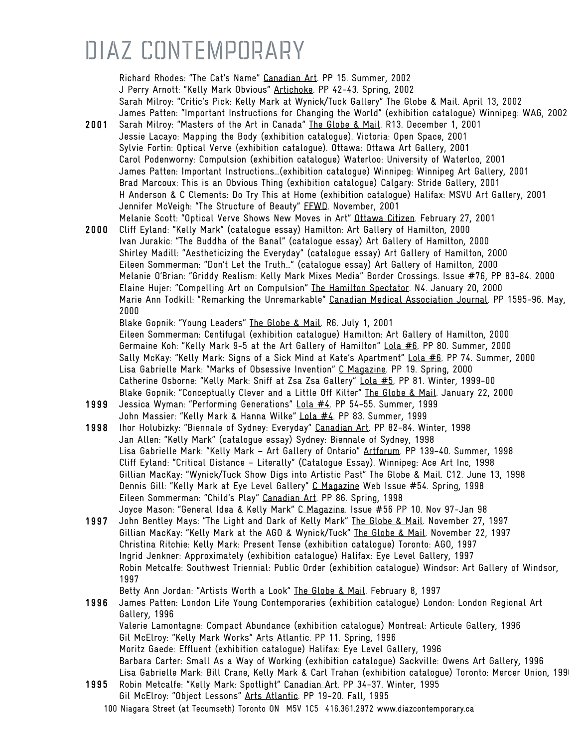Richard Rhodes: "The Cat's Name" Canadian Art. PP 15. Summer, 2002
J Perry Arnott: "Kelly Mark Obvious" Artichoke. PP 42-43. Spring, 2002
Sarah Milroy: "Critic's Pick: Kelly Mark at Wynick/Tuck Gallery" The Globe & Mail. April 13, 2002
James Patten: "Important Instructions for Changing the World" (exhibition catalogue) Winnipeg: WAG, 2002

**2001**
Sarah Milroy: "Masters of the Art in Canada" The Globe & Mail. R13. December 1, 2001
Jessie Lacayo: Mapping the Body (exhibition catalogue). Victoria: Open Space, 2001
Sylvie Fortin: Optical Verve (exhibition catalogue). Ottawa: Ottawa Art Gallery, 2001
Carol Podenworny: Compulsion (exhibition catalogue) Waterloo: University of Waterloo, 2001
James Patten: Important Instructions…(exhibition catalogue) Winnipeg: Winnipeg Art Gallery, 2001
Brad Marcoux: This is an Obvious Thing (exhibition catalogue) Calgary: Stride Gallery, 2001
H Anderson & C Clements: Do Try This at Home (exhibition catalogue) Halifax: MSVU Art Gallery, 2001
Jennifer McVeigh: "The Structure of Beauty" FFWD. November, 2001
Melanie Scott: "Optical Verve Shows New Moves in Art" Ottawa Citizen. February 27, 2001

**2000**
Cliff Eyland: "Kelly Mark" (catalogue essay) Hamilton: Art Gallery of Hamilton, 2000
Ivan Jurakic: "The Buddha of the Banal" (catalogue essay) Art Gallery of Hamilton, 2000
Shirley Madill: "Aestheticizing the Everyday" (catalogue essay) Art Gallery of Hamilton, 2000
Eileen Sommerman: "Don't Let the Truth…" (catalogue essay) Art Gallery of Hamilton, 2000
Melanie O'Brian: "Griddy Realism: Kelly Mark Mixes Media" Border Crossings. Issue #76, PP 83-84. 2000
Elaine Hujer: "Compelling Art on Compulsion" The Hamilton Spectator. N4. January 20, 2000
Marie Ann Todkill: "Remarking the Unremarkable" Canadian Medical Association Journal. PP 1595-96. May, 2000
Blake Gopnik: "Young Leaders" The Globe & Mail. R6. July 1, 2001
Eileen Sommerman: Centifugal (exhibition catalogue) Hamilton: Art Gallery of Hamilton, 2000
Germaine Koh: "Kelly Mark 9-5 at the Art Gallery of Hamilton" Lola #6. PP 80. Summer, 2000
Sally McKay: "Kelly Mark: Signs of a Sick Mind at Kate's Apartment" Lola #6. PP 74. Summer, 2000
Lisa Gabrielle Mark: "Marks of Obsessive Invention" C Magazine. PP 19. Spring, 2000
Catherine Osborne: "Kelly Mark: Sniff at Zsa Zsa Gallery" Lola #5. PP 81. Winter, 1999-00
Blake Gopnik: "Conceptually Clever and a Little Off Kilter" The Globe & Mail. January 22, 2000

**1999**
Jessica Wyman: "Performing Generations" Lola #4. PP 54-55. Summer, 1999
John Massier: "Kelly Mark & Hanna Wilke" Lola #4. PP 83. Summer, 1999

**1998**
Ihor Holubizky: "Biennale of Sydney: Everyday" Canadian Art. PP 82-84. Winter, 1998
Jan Allen: "Kelly Mark" (catalogue essay) Sydney: Biennale of Sydney, 1998
Lisa Gabrielle Mark: "Kelly Mark – Art Gallery of Ontario" Artforum. PP 139-40. Summer, 1998
Cliff Eyland: "Critical Distance – Literally" (Catalogue Essay). Winnipeg: Ace Art Inc, 1998
Gillian MacKay: "Wynick/Tuck Show Digs into Artistic Past" The Globe & Mail. C12. June 13, 1998
Dennis Gill: "Kelly Mark at Eye Level Gallery" C Magazine Web Issue #54. Spring, 1998
Eileen Sommerman: "Child's Play" Canadian Art. PP 86. Spring, 1998
Joyce Mason: "General Idea & Kelly Mark" C Magazine. Issue #56 PP 10. Nov 97–Jan 98

**1997**
John Bentley Mays: "The Light and Dark of Kelly Mark" The Globe & Mail. November 27, 1997
Gillian MacKay: "Kelly Mark at the AGO & Wynick/Tuck" The Globe & Mail. November 22, 1997
Christina Ritchie: Kelly Mark: Present Tense (exhibition catalogue) Toronto: AGO, 1997
Ingrid Jenkner: Approximately (exhibition catalogue) Halifax: Eye Level Gallery, 1997
Robin Metcalfe: Southwest Triennial: Public Order (exhibition catalogue) Windsor: Art Gallery of Windsor, 1997
Betty Ann Jordan: "Artists Worth a Look" The Globe & Mail. February 8, 1997

**1996**
James Patten: London Life Young Contemporaries (exhibition catalogue) London: London Regional Art Gallery, 1996
Valerie Lamontagne: Compact Abundance (exhibition catalogue) Montreal: Articule Gallery, 1996
Gil McElroy: "Kelly Mark Works" Arts Atlantic. PP 11. Spring, 1996
Moritz Gaede: Effluent (exhibition catalogue) Halifax: Eye Level Gallery, 1996
Barbara Carter: Small As a Way of Working (exhibition catalogue) Sackville: Owens Art Gallery, 1996
Lisa Gabrielle Mark: Bill Crane, Kelly Mark & Carl Trahan (exhibition catalogue) Toronto: Mercer Union, 1996

**1995**
Robin Metcalfe: "Kelly Mark: Spotlight" Canadian Art. PP 34-37. Winter, 1995
Gil McElroy: "Object Lessons" Arts Atlantic. PP 19-20. Fall, 1995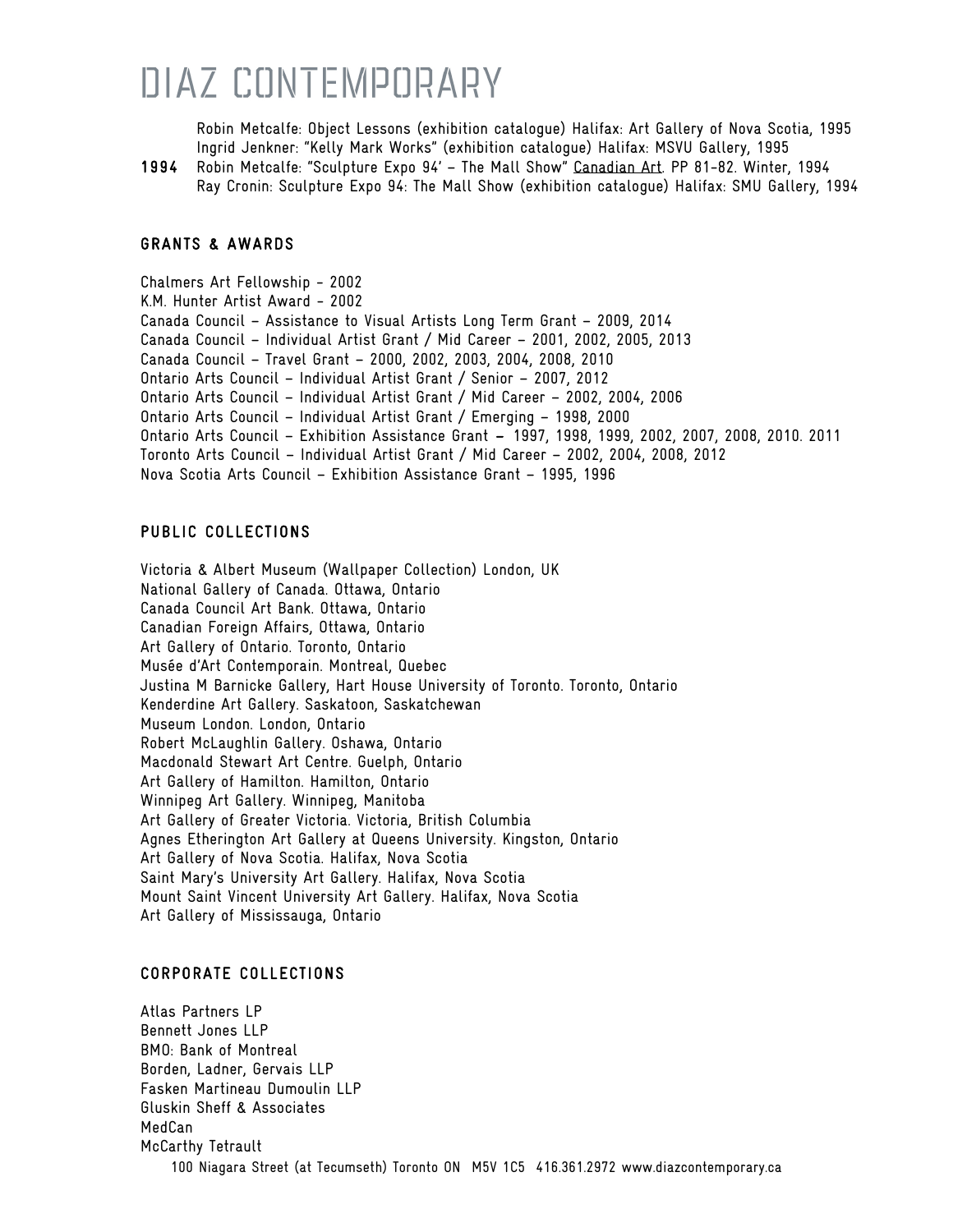Robin Metcalfe: Object Lessons (exhibition catalogue) Halifax: Art Gallery of Nova Scotia, 1995
Ingrid Jenkner: "Kelly Mark Works" (exhibition catalogue) Halifax: MSVU Gallery, 1995

**1994** Robin Metcalfe: "Sculpture Expo 94' – The Mall Show" Canadian Art. PP 81-82. Winter, 1994
Ray Cronin: Sculpture Expo 94: The Mall Show (exhibition catalogue) Halifax: SMU Gallery, 1994

## GRANTS & AWARDS

Chalmers Art Fellowship - 2002
K.M. Hunter Artist Award - 2002
Canada Council – Assistance to Visual Artists Long Term Grant – 2009, 2014
Canada Council – Individual Artist Grant / Mid Career – 2001, 2002, 2005, 2013
Canada Council – Travel Grant – 2000, 2002, 2003, 2004, 2008, 2010
Ontario Arts Council – Individual Artist Grant / Senior – 2007, 2012
Ontario Arts Council – Individual Artist Grant / Mid Career – 2002, 2004, 2006
Ontario Arts Council – Individual Artist Grant / Emerging – 1998, 2000
Ontario Arts Council – Exhibition Assistance Grant – 1997, 1998, 1999, 2002, 2007, 2008, 2010. 2011
Toronto Arts Council – Individual Artist Grant / Mid Career – 2002, 2004, 2008, 2012
Nova Scotia Arts Council – Exhibition Assistance Grant – 1995, 1996

## PUBLIC COLLECTIONS

Victoria & Albert Museum (Wallpaper Collection) London, UK
National Gallery of Canada. Ottawa, Ontario
Canada Council Art Bank. Ottawa, Ontario
Canadian Foreign Affairs, Ottawa, Ontario
Art Gallery of Ontario. Toronto, Ontario
Musée d'Art Contemporain. Montreal, Quebec
Justina M Barnicke Gallery, Hart House University of Toronto. Toronto, Ontario
Kenderdine Art Gallery. Saskatoon, Saskatchewan
Museum London. London, Ontario
Robert McLaughlin Gallery. Oshawa, Ontario
Macdonald Stewart Art Centre. Guelph, Ontario
Art Gallery of Hamilton. Hamilton, Ontario
Winnipeg Art Gallery. Winnipeg, Manitoba
Art Gallery of Greater Victoria. Victoria, British Columbia
Agnes Etherington Art Gallery at Queens University. Kingston, Ontario
Art Gallery of Nova Scotia. Halifax, Nova Scotia
Saint Mary's University Art Gallery. Halifax, Nova Scotia
Mount Saint Vincent University Art Gallery. Halifax, Nova Scotia
Art Gallery of Mississauga, Ontario

## CORPORATE COLLECTIONS

Atlas Partners LP
Bennett Jones LLP
BMO: Bank of Montreal
Borden, Ladner, Gervais LLP
Fasken Martineau Dumoulin LLP
Gluskin Sheff & Associates
MedCan
McCarthy Tetrault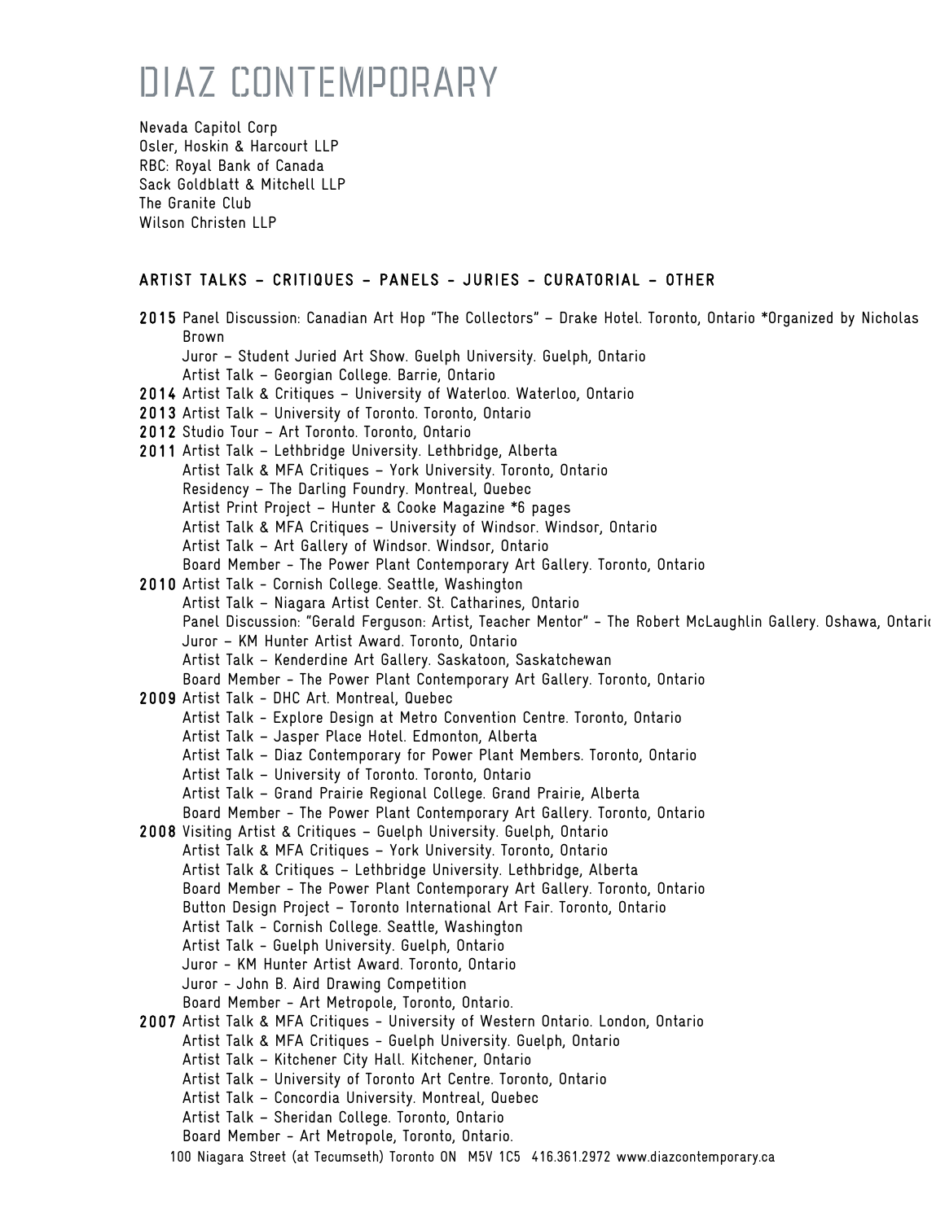Nevada Capitol Corp
Osler, Hoskin & Harcourt LLP
RBC: Royal Bank of Canada
Sack Goldblatt & Mitchell LLP
The Granite Club
Wilson Christen LLP

## ARTIST TALKS – CRITIQUES – PANELS - JURIES - CURATORIAL – OTHER

**2015** Panel Discussion: Canadian Art Hop "The Collectors" – Drake Hotel. Toronto, Ontario *Organized by Nicholas Brown
Juror – Student Juried Art Show. Guelph University. Guelph, Ontario
Artist Talk – Georgian College. Barrie, Ontario

**2014** Artist Talk & Critiques – University of Waterloo. Waterloo, Ontario

**2013** Artist Talk – University of Toronto. Toronto, Ontario

**2012** Studio Tour – Art Toronto. Toronto, Ontario

**2011** Artist Talk – Lethbridge University. Lethbridge, Alberta
Artist Talk & MFA Critiques – York University. Toronto, Ontario
Residency – The Darling Foundry. Montreal, Quebec
Artist Print Project – Hunter & Cooke Magazine *6 pages
Artist Talk & MFA Critiques – University of Windsor. Windsor, Ontario
Artist Talk – Art Gallery of Windsor. Windsor, Ontario
Board Member - The Power Plant Contemporary Art Gallery. Toronto, Ontario

**2010** Artist Talk - Cornish College. Seattle, Washington
Artist Talk – Niagara Artist Center. St. Catharines, Ontario
Panel Discussion: "Gerald Ferguson: Artist, Teacher Mentor" - The Robert McLaughlin Gallery. Oshawa, Ontario
Juror – KM Hunter Artist Award. Toronto, Ontario
Artist Talk – Kenderdine Art Gallery. Saskatoon, Saskatchewan
Board Member - The Power Plant Contemporary Art Gallery. Toronto, Ontario

**2009** Artist Talk - DHC Art. Montreal, Quebec
Artist Talk - Explore Design at Metro Convention Centre. Toronto, Ontario
Artist Talk – Jasper Place Hotel. Edmonton, Alberta
Artist Talk – Diaz Contemporary for Power Plant Members. Toronto, Ontario
Artist Talk – University of Toronto. Toronto, Ontario
Artist Talk – Grand Prairie Regional College. Grand Prairie, Alberta
Board Member - The Power Plant Contemporary Art Gallery. Toronto, Ontario

**2008** Visiting Artist & Critiques – Guelph University. Guelph, Ontario
Artist Talk & MFA Critiques – York University. Toronto, Ontario
Artist Talk & Critiques – Lethbridge University. Lethbridge, Alberta
Board Member - The Power Plant Contemporary Art Gallery. Toronto, Ontario
Button Design Project – Toronto International Art Fair. Toronto, Ontario
Artist Talk - Cornish College. Seattle, Washington
Artist Talk - Guelph University. Guelph, Ontario
Juror - KM Hunter Artist Award. Toronto, Ontario
Juror - John B. Aird Drawing Competition
Board Member - Art Metropole, Toronto, Ontario.

**2007** Artist Talk & MFA Critiques - University of Western Ontario. London, Ontario
Artist Talk & MFA Critiques - Guelph University. Guelph, Ontario
Artist Talk – Kitchener City Hall. Kitchener, Ontario
Artist Talk – University of Toronto Art Centre. Toronto, Ontario
Artist Talk – Concordia University. Montreal, Quebec
Artist Talk – Sheridan College. Toronto, Ontario
Board Member - Art Metropole, Toronto, Ontario.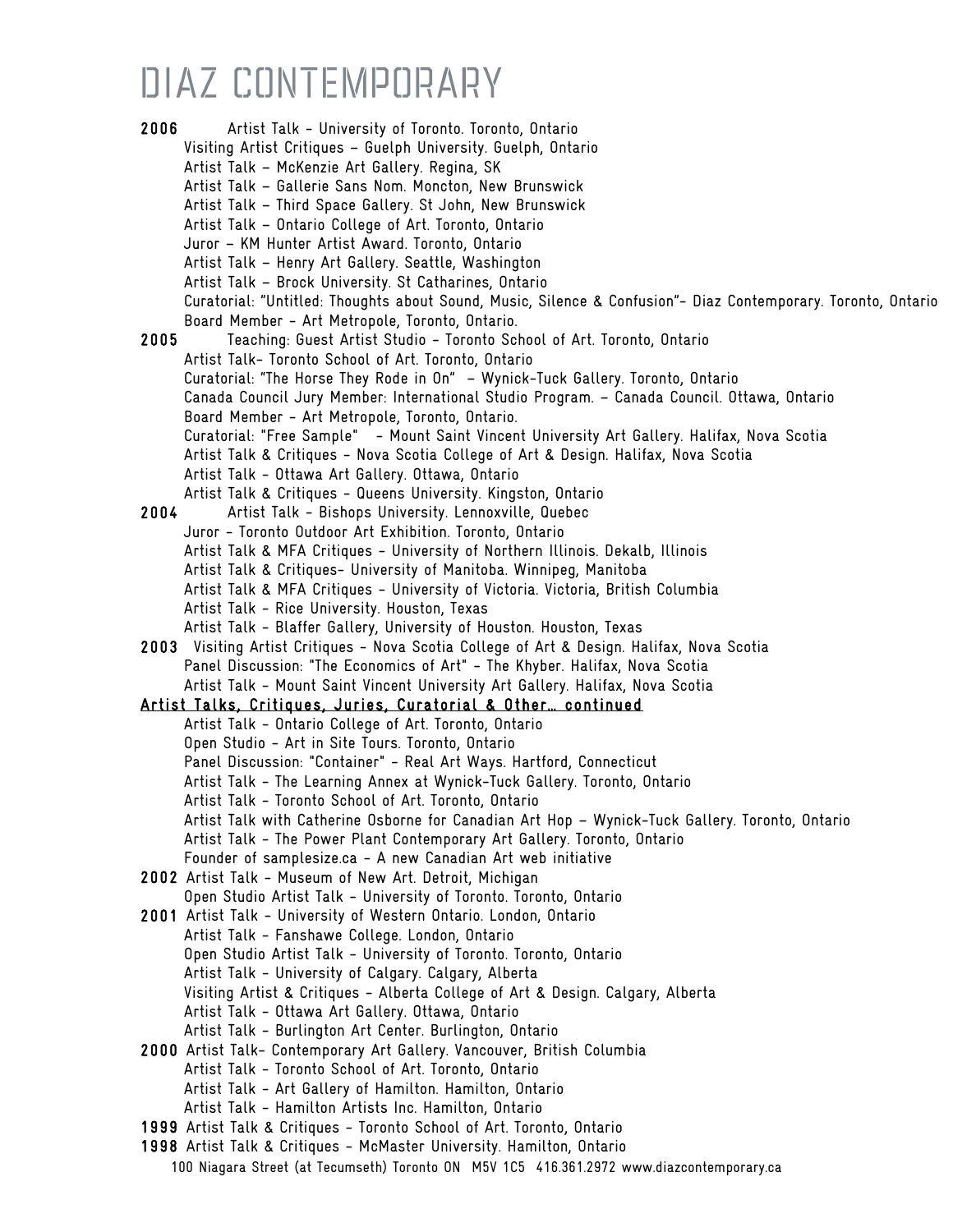**2006** Artist Talk - University of Toronto. Toronto, Ontario
Visiting Artist Critiques – Guelph University. Guelph, Ontario
Artist Talk – McKenzie Art Gallery. Regina, SK
Artist Talk – Gallerie Sans Nom. Moncton, New Brunswick
Artist Talk – Third Space Gallery. St John, New Brunswick
Artist Talk – Ontario College of Art. Toronto, Ontario
Juror – KM Hunter Artist Award. Toronto, Ontario
Artist Talk – Henry Art Gallery. Seattle, Washington
Artist Talk – Brock University. St Catharines, Ontario
Curatorial: "Untitled: Thoughts about Sound, Music, Silence & Confusion"- Diaz Contemporary. Toronto, Ontario
Board Member - Art Metropole, Toronto, Ontario.

**2005** Teaching: Guest Artist Studio - Toronto School of Art. Toronto, Ontario
Artist Talk- Toronto School of Art. Toronto, Ontario
Curatorial: "The Horse They Rode in On" – Wynick-Tuck Gallery. Toronto, Ontario
Canada Council Jury Member: International Studio Program. – Canada Council. Ottawa, Ontario
Board Member - Art Metropole, Toronto, Ontario.
Curatorial: "Free Sample" - Mount Saint Vincent University Art Gallery. Halifax, Nova Scotia
Artist Talk & Critiques - Nova Scotia College of Art & Design. Halifax, Nova Scotia
Artist Talk - Ottawa Art Gallery. Ottawa, Ontario
Artist Talk & Critiques - Queens University. Kingston, Ontario

**2004** Artist Talk - Bishops University. Lennoxville, Quebec
Juror - Toronto Outdoor Art Exhibition. Toronto, Ontario
Artist Talk & MFA Critiques - University of Northern Illinois. Dekalb, Illinois
Artist Talk & Critiques- University of Manitoba. Winnipeg, Manitoba
Artist Talk & MFA Critiques - University of Victoria. Victoria, British Columbia
Artist Talk - Rice University. Houston, Texas
Artist Talk - Blaffer Gallery, University of Houston. Houston, Texas

**2003** Visiting Artist Critiques - Nova Scotia College of Art & Design. Halifax, Nova Scotia
Panel Discussion: "The Economics of Art" - The Khyber. Halifax, Nova Scotia
Artist Talk - Mount Saint Vincent University Art Gallery. Halifax, Nova Scotia

**Artist Talks, Critiques, Juries, Curatorial & Other… continued**

Artist Talk - Ontario College of Art. Toronto, Ontario
Open Studio - Art in Site Tours. Toronto, Ontario
Panel Discussion: "Container" - Real Art Ways. Hartford, Connecticut
Artist Talk - The Learning Annex at Wynick-Tuck Gallery. Toronto, Ontario
Artist Talk - Toronto School of Art. Toronto, Ontario
Artist Talk with Catherine Osborne for Canadian Art Hop – Wynick-Tuck Gallery. Toronto, Ontario
Artist Talk - The Power Plant Contemporary Art Gallery. Toronto, Ontario
Founder of samplesize.ca - A new Canadian Art web initiative

**2002** Artist Talk - Museum of New Art. Detroit, Michigan
Open Studio Artist Talk - University of Toronto. Toronto, Ontario

**2001** Artist Talk - University of Western Ontario. London, Ontario
Artist Talk - Fanshawe College. London, Ontario
Open Studio Artist Talk - University of Toronto. Toronto, Ontario
Artist Talk - University of Calgary. Calgary, Alberta
Visiting Artist & Critiques - Alberta College of Art & Design. Calgary, Alberta
Artist Talk - Ottawa Art Gallery. Ottawa, Ontario
Artist Talk - Burlington Art Center. Burlington, Ontario

**2000** Artist Talk- Contemporary Art Gallery. Vancouver, British Columbia
Artist Talk - Toronto School of Art. Toronto, Ontario
Artist Talk - Art Gallery of Hamilton. Hamilton, Ontario
Artist Talk - Hamilton Artists Inc. Hamilton, Ontario

**1999** Artist Talk & Critiques - Toronto School of Art. Toronto, Ontario

**1998** Artist Talk & Critiques - McMaster University. Hamilton, Ontario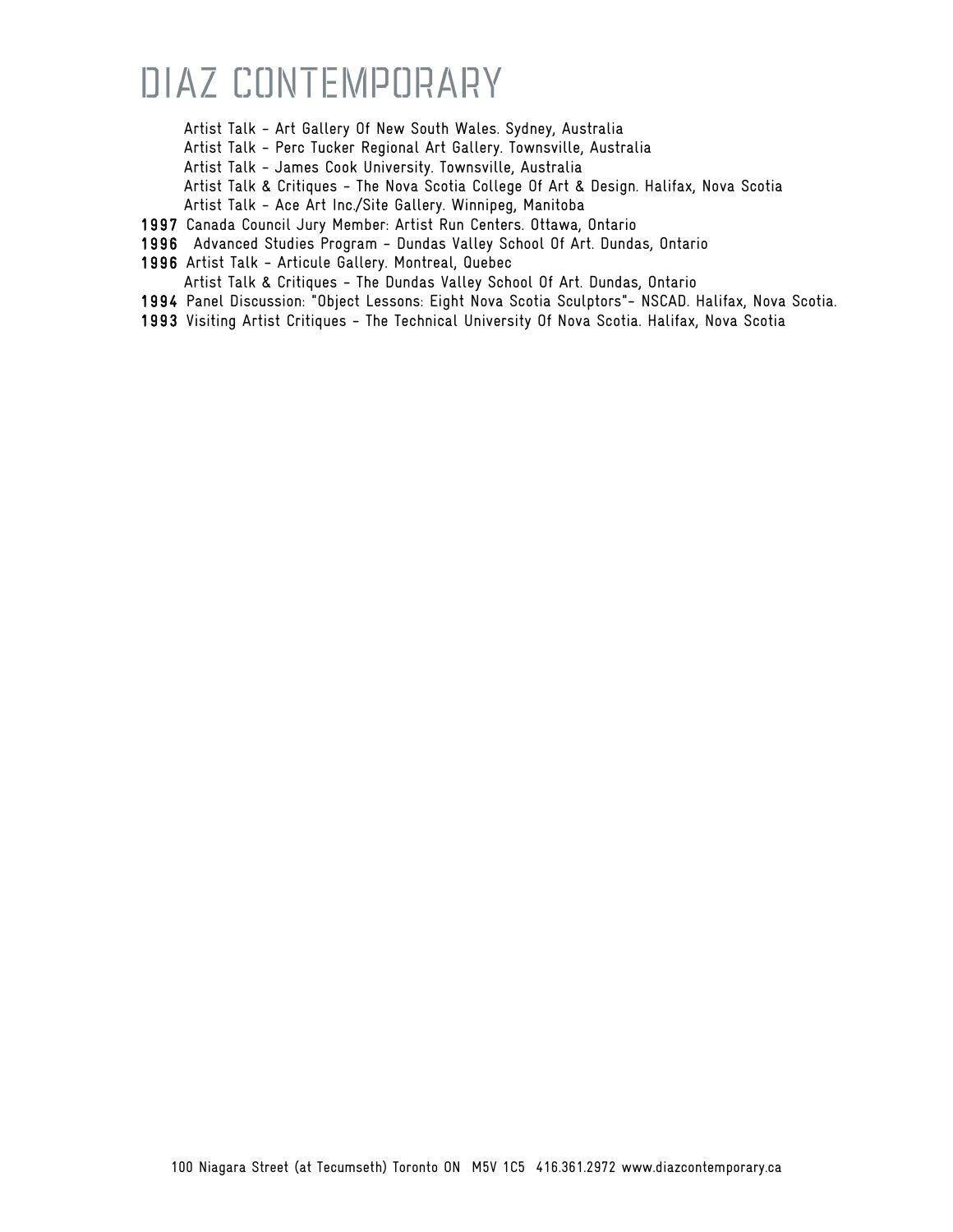Artist Talk - Art Gallery Of New South Wales. Sydney, Australia
Artist Talk - Perc Tucker Regional Art Gallery. Townsville, Australia
Artist Talk - James Cook University. Townsville, Australia
Artist Talk & Critiques - The Nova Scotia College Of Art & Design. Halifax, Nova Scotia
Artist Talk - Ace Art Inc./Site Gallery. Winnipeg, Manitoba

**1997** Canada Council Jury Member: Artist Run Centers. Ottawa, Ontario

**1996** Advanced Studies Program - Dundas Valley School Of Art. Dundas, Ontario

**1996** Artist Talk - Articule Gallery. Montreal, Quebec
Artist Talk & Critiques - The Dundas Valley School Of Art. Dundas, Ontario

**1994** Panel Discussion: "Object Lessons: Eight Nova Scotia Sculptors"- NSCAD. Halifax, Nova Scotia.

**1993** Visiting Artist Critiques - The Technical University Of Nova Scotia. Halifax, Nova Scotia